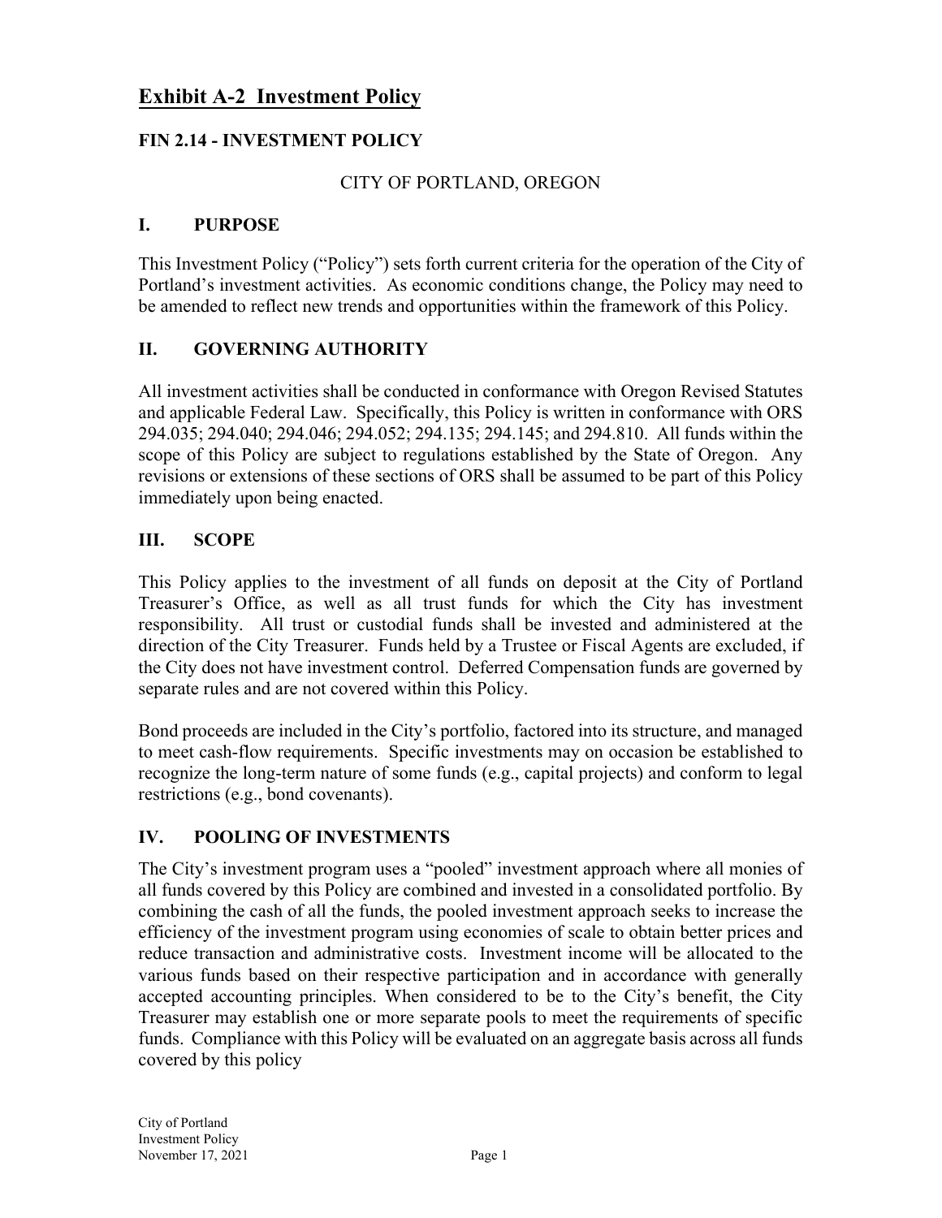# Exhibit A-2 Investment Policy

## FIN 2.14 - INVESTMENT POLICY

CITY OF PORTLAND, OREGON

## I. PURPOSE

This Investment Policy ("Policy") sets forth current criteria for the operation of the City of Portland's investment activities. As economic conditions change, the Policy may need to be amended to reflect new trends and opportunities within the framework of this Policy.

## II. GOVERNING AUTHORITY

All investment activities shall be conducted in conformance with Oregon Revised Statutes and applicable Federal Law. Specifically, this Policy is written in conformance with ORS 294.035; 294.040; 294.046; 294.052; 294.135; 294.145; and 294.810. All funds within the scope of this Policy are subject to regulations established by the State of Oregon. Any revisions or extensions of these sections of ORS shall be assumed to be part of this Policy immediately upon being enacted.

## III. SCOPE

This Policy applies to the investment of all funds on deposit at the City of Portland Treasurer's Office, as well as all trust funds for which the City has investment responsibility. All trust or custodial funds shall be invested and administered at the direction of the City Treasurer. Funds held by a Trustee or Fiscal Agents are excluded, if the City does not have investment control. Deferred Compensation funds are governed by separate rules and are not covered within this Policy.

Bond proceeds are included in the City's portfolio, factored into its structure, and managed to meet cash-flow requirements. Specific investments may on occasion be established to recognize the long-term nature of some funds (e.g., capital projects) and conform to legal restrictions (e.g., bond covenants).

## IV. POOLING OF INVESTMENTS

The City's investment program uses a "pooled" investment approach where all monies of all funds covered by this Policy are combined and invested in a consolidated portfolio. By combining the cash of all the funds, the pooled investment approach seeks to increase the efficiency of the investment program using economies of scale to obtain better prices and reduce transaction and administrative costs. Investment income will be allocated to the various funds based on their respective participation and in accordance with generally accepted accounting principles. When considered to be to the City's benefit, the City Treasurer may establish one or more separate pools to meet the requirements of specific funds. Compliance with this Policy will be evaluated on an aggregate basis across all funds covered by this policy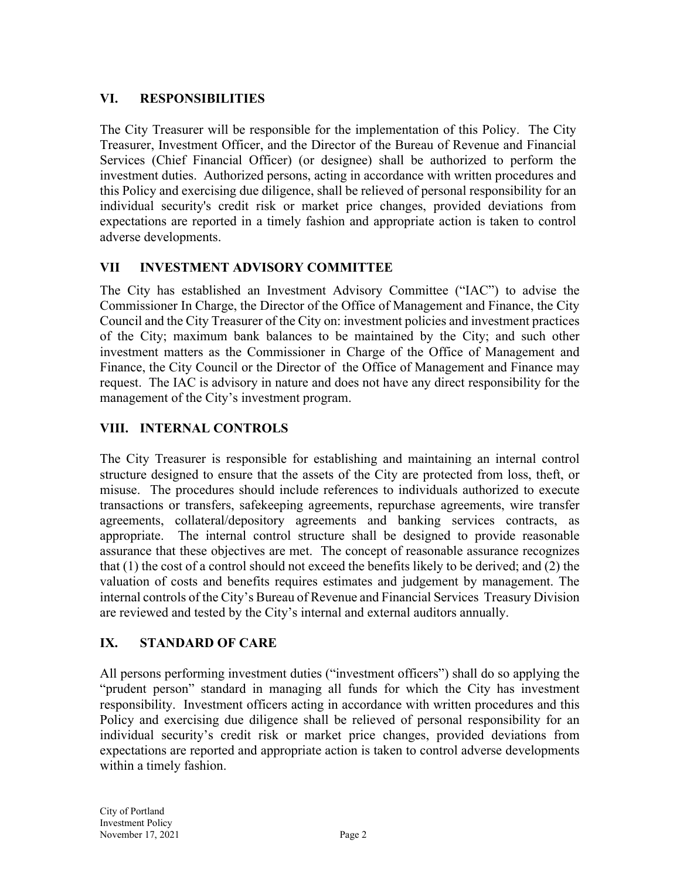## VI. RESPONSIBILITIES

The City Treasurer will be responsible for the implementation of this Policy. The City Treasurer, Investment Officer, and the Director of the Bureau of Revenue and Financial Services (Chief Financial Officer) (or designee) shall be authorized to perform the investment duties. Authorized persons, acting in accordance with written procedures and this Policy and exercising due diligence, shall be relieved of personal responsibility for an individual security's credit risk or market price changes, provided deviations from expectations are reported in a timely fashion and appropriate action is taken to control adverse developments.

## VII INVESTMENT ADVISORY COMMITTEE

The City has established an Investment Advisory Committee ("IAC") to advise the Commissioner In Charge, the Director of the Office of Management and Finance, the City Council and the City Treasurer of the City on: investment policies and investment practices of the City; maximum bank balances to be maintained by the City; and such other investment matters as the Commissioner in Charge of the Office of Management and Finance, the City Council or the Director of the Office of Management and Finance may request. The IAC is advisory in nature and does not have any direct responsibility for the management of the City's investment program.

## VIII. INTERNAL CONTROLS

The City Treasurer is responsible for establishing and maintaining an internal control structure designed to ensure that the assets of the City are protected from loss, theft, or misuse. The procedures should include references to individuals authorized to execute transactions or transfers, safekeeping agreements, repurchase agreements, wire transfer agreements, collateral/depository agreements and banking services contracts, as appropriate. The internal control structure shall be designed to provide reasonable assurance that these objectives are met. The concept of reasonable assurance recognizes that (1) the cost of a control should not exceed the benefits likely to be derived; and (2) the valuation of costs and benefits requires estimates and judgement by management. The internal controls of the City's Bureau of Revenue and Financial Services Treasury Division are reviewed and tested by the City's internal and external auditors annually.

## IX. STANDARD OF CARE

All persons performing investment duties ("investment officers") shall do so applying the "prudent person" standard in managing all funds for which the City has investment responsibility. Investment officers acting in accordance with written procedures and this Policy and exercising due diligence shall be relieved of personal responsibility for an individual security's credit risk or market price changes, provided deviations from expectations are reported and appropriate action is taken to control adverse developments within a timely fashion.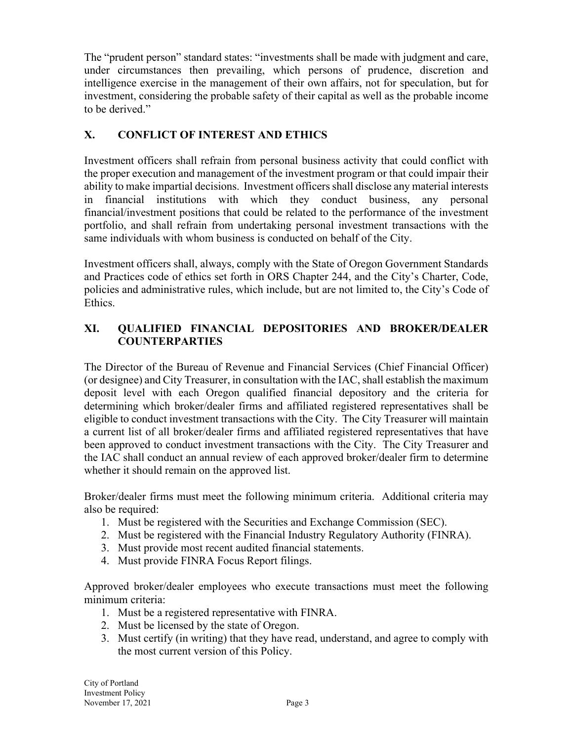The "prudent person" standard states: "investments shall be made with judgment and care, under circumstances then prevailing, which persons of prudence, discretion and intelligence exercise in the management of their own affairs, not for speculation, but for investment, considering the probable safety of their capital as well as the probable income to be derived."

## X. CONFLICT OF INTEREST AND ETHICS

Investment officers shall refrain from personal business activity that could conflict with the proper execution and management of the investment program or that could impair their ability to make impartial decisions. Investment officers shall disclose any material interests in financial institutions with which they conduct business, any personal financial/investment positions that could be related to the performance of the investment portfolio, and shall refrain from undertaking personal investment transactions with the same individuals with whom business is conducted on behalf of the City.

Investment officers shall, always, comply with the State of Oregon Government Standards and Practices code of ethics set forth in ORS Chapter 244, and the City's Charter, Code, policies and administrative rules, which include, but are not limited to, the City's Code of Ethics.

## XI. QUALIFIED FINANCIAL DEPOSITORIES AND BROKER/DEALER COUNTERPARTIES

The Director of the Bureau of Revenue and Financial Services (Chief Financial Officer) (or designee) and City Treasurer, in consultation with the IAC, shall establish the maximum deposit level with each Oregon qualified financial depository and the criteria for determining which broker/dealer firms and affiliated registered representatives shall be eligible to conduct investment transactions with the City. The City Treasurer will maintain a current list of all broker/dealer firms and affiliated registered representatives that have been approved to conduct investment transactions with the City. The City Treasurer and the IAC shall conduct an annual review of each approved broker/dealer firm to determine whether it should remain on the approved list.

Broker/dealer firms must meet the following minimum criteria. Additional criteria may also be required:

1. Must be registered with the Securities and Exchange Commission (SEC).
2. Must be registered with the Financial Industry Regulatory Authority (FINRA).
3. Must provide most recent audited financial statements.
4. Must provide FINRA Focus Report filings.

Approved broker/dealer employees who execute transactions must meet the following minimum criteria:

1. Must be a registered representative with FINRA.
2. Must be licensed by the state of Oregon.
3. Must certify (in writing) that they have read, understand, and agree to comply with the most current version of this Policy.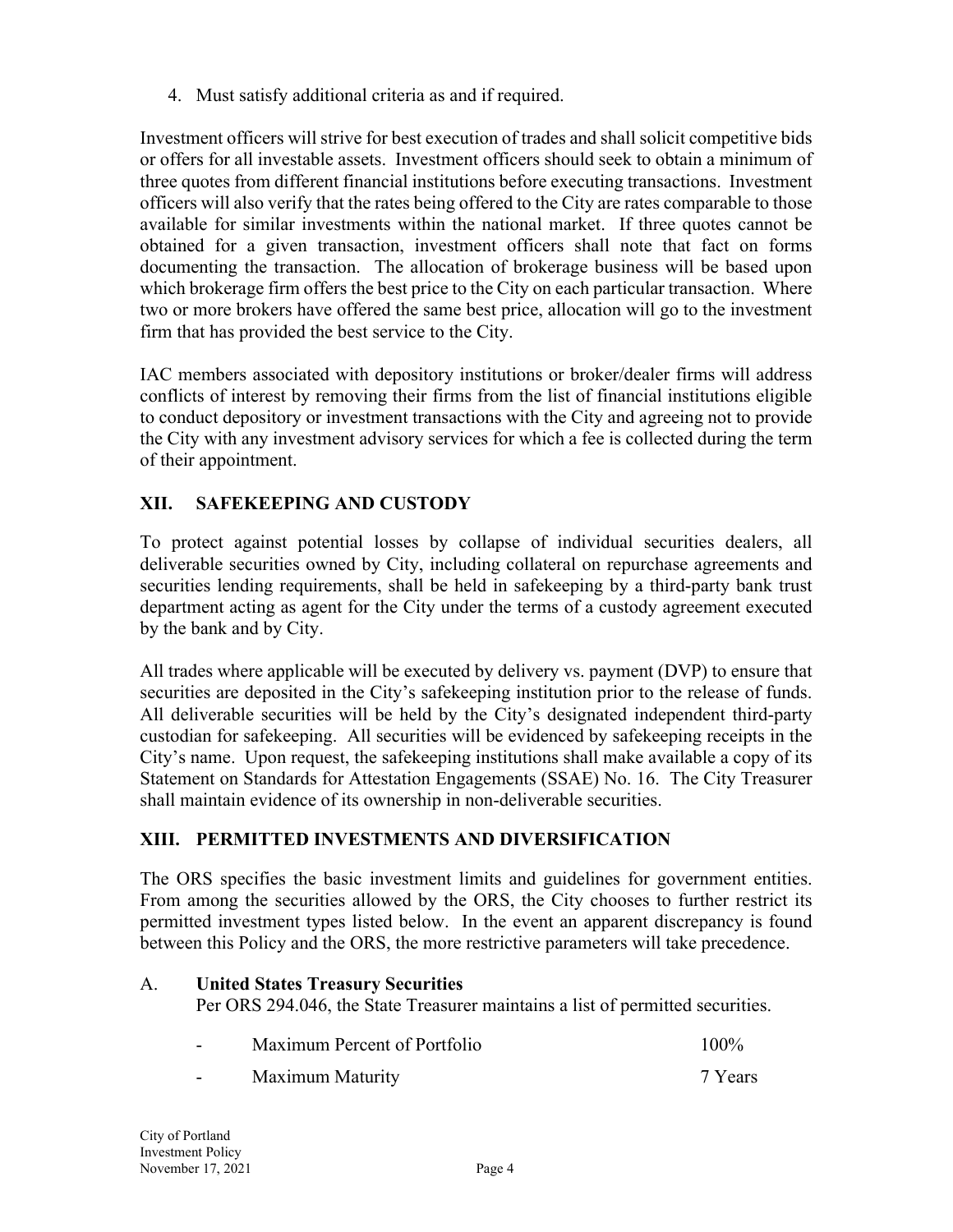4. Must satisfy additional criteria as and if required.

Investment officers will strive for best execution of trades and shall solicit competitive bids or offers for all investable assets. Investment officers should seek to obtain a minimum of three quotes from different financial institutions before executing transactions. Investment officers will also verify that the rates being offered to the City are rates comparable to those available for similar investments within the national market. If three quotes cannot be obtained for a given transaction, investment officers shall note that fact on forms documenting the transaction. The allocation of brokerage business will be based upon which brokerage firm offers the best price to the City on each particular transaction. Where two or more brokers have offered the same best price, allocation will go to the investment firm that has provided the best service to the City.

IAC members associated with depository institutions or broker/dealer firms will address conflicts of interest by removing their firms from the list of financial institutions eligible to conduct depository or investment transactions with the City and agreeing not to provide the City with any investment advisory services for which a fee is collected during the term of their appointment.

## XII. SAFEKEEPING AND CUSTODY

To protect against potential losses by collapse of individual securities dealers, all deliverable securities owned by City, including collateral on repurchase agreements and securities lending requirements, shall be held in safekeeping by a third-party bank trust department acting as agent for the City under the terms of a custody agreement executed by the bank and by City.

All trades where applicable will be executed by delivery vs. payment (DVP) to ensure that securities are deposited in the City's safekeeping institution prior to the release of funds. All deliverable securities will be held by the City's designated independent third-party custodian for safekeeping. All securities will be evidenced by safekeeping receipts in the City's name. Upon request, the safekeeping institutions shall make available a copy of its Statement on Standards for Attestation Engagements (SSAE) No. 16. The City Treasurer shall maintain evidence of its ownership in non-deliverable securities.

## XIII. PERMITTED INVESTMENTS AND DIVERSIFICATION

The ORS specifies the basic investment limits and guidelines for government entities. From among the securities allowed by the ORS, the City chooses to further restrict its permitted investment types listed below. In the event an apparent discrepancy is found between this Policy and the ORS, the more restrictive parameters will take precedence.

### A. United States Treasury Securities

Per ORS 294.046, the State Treasurer maintains a list of permitted securities.

- Maximum Percent of Portfolio 100%
- Maximum Maturity 7 Years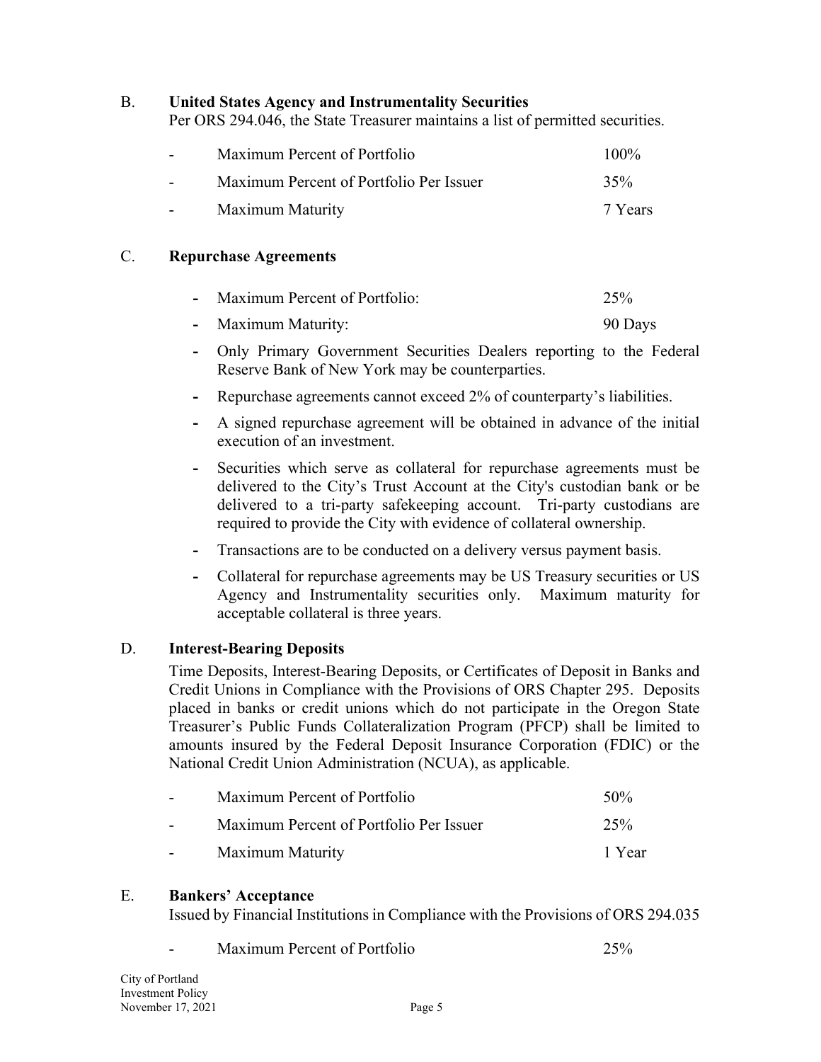B. **United States Agency and Instrumentality Securities**

Per ORS 294.046, the State Treasurer maintains a list of permitted securities.

- Maximum Percent of Portfolio 100%
- Maximum Percent of Portfolio Per Issuer 35%
- Maximum Maturity 7 Years

C. **Repurchase Agreements**

- Maximum Percent of Portfolio: 25%
- Maximum Maturity: 90 Days
- Only Primary Government Securities Dealers reporting to the Federal Reserve Bank of New York may be counterparties.
- Repurchase agreements cannot exceed 2% of counterparty's liabilities.
- A signed repurchase agreement will be obtained in advance of the initial execution of an investment.
- Securities which serve as collateral for repurchase agreements must be delivered to the City's Trust Account at the City's custodian bank or be delivered to a tri-party safekeeping account. Tri-party custodians are required to provide the City with evidence of collateral ownership.
- Transactions are to be conducted on a delivery versus payment basis.
- Collateral for repurchase agreements may be US Treasury securities or US Agency and Instrumentality securities only. Maximum maturity for acceptable collateral is three years.

D. **Interest-Bearing Deposits**

Time Deposits, Interest-Bearing Deposits, or Certificates of Deposit in Banks and Credit Unions in Compliance with the Provisions of ORS Chapter 295. Deposits placed in banks or credit unions which do not participate in the Oregon State Treasurer's Public Funds Collateralization Program (PFCP) shall be limited to amounts insured by the Federal Deposit Insurance Corporation (FDIC) or the National Credit Union Administration (NCUA), as applicable.

- Maximum Percent of Portfolio 50%
- Maximum Percent of Portfolio Per Issuer 25%
- Maximum Maturity 1 Year

E. **Bankers' Acceptance**

Issued by Financial Institutions in Compliance with the Provisions of ORS 294.035

- Maximum Percent of Portfolio 25%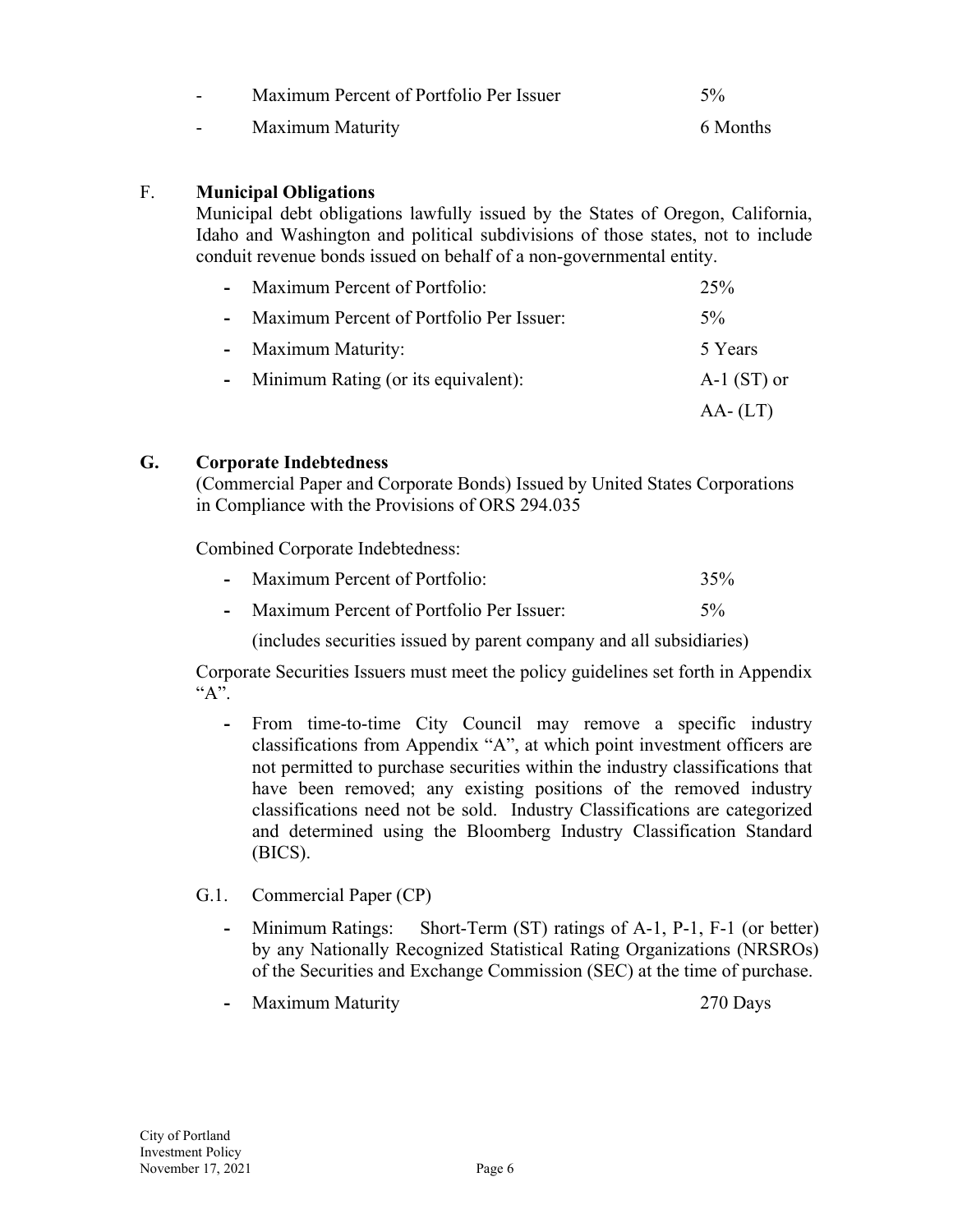- Maximum Percent of Portfolio Per Issuer 5%
- Maximum Maturity 6 Months

### F. Municipal Obligations

Municipal debt obligations lawfully issued by the States of Oregon, California, Idaho and Washington and political subdivisions of those states, not to include conduit revenue bonds issued on behalf of a non-governmental entity.

- Maximum Percent of Portfolio: 25%
- Maximum Percent of Portfolio Per Issuer: 5%
- Maximum Maturity: 5 Years
- Minimum Rating (or its equivalent): A-1 (ST) or AA- (LT)

### G. Corporate Indebtedness

(Commercial Paper and Corporate Bonds) Issued by United States Corporations in Compliance with the Provisions of ORS 294.035

Combined Corporate Indebtedness:

- Maximum Percent of Portfolio: 35%
- Maximum Percent of Portfolio Per Issuer: 5%

  (includes securities issued by parent company and all subsidiaries)

Corporate Securities Issuers must meet the policy guidelines set forth in Appendix "A".

- From time-to-time City Council may remove a specific industry classifications from Appendix "A", at which point investment officers are not permitted to purchase securities within the industry classifications that have been removed; any existing positions of the removed industry classifications need not be sold. Industry Classifications are categorized and determined using the Bloomberg Industry Classification Standard (BICS).

G.1. Commercial Paper (CP)

- Minimum Ratings: Short-Term (ST) ratings of A-1, P-1, F-1 (or better) by any Nationally Recognized Statistical Rating Organizations (NRSROs) of the Securities and Exchange Commission (SEC) at the time of purchase.
- Maximum Maturity 270 Days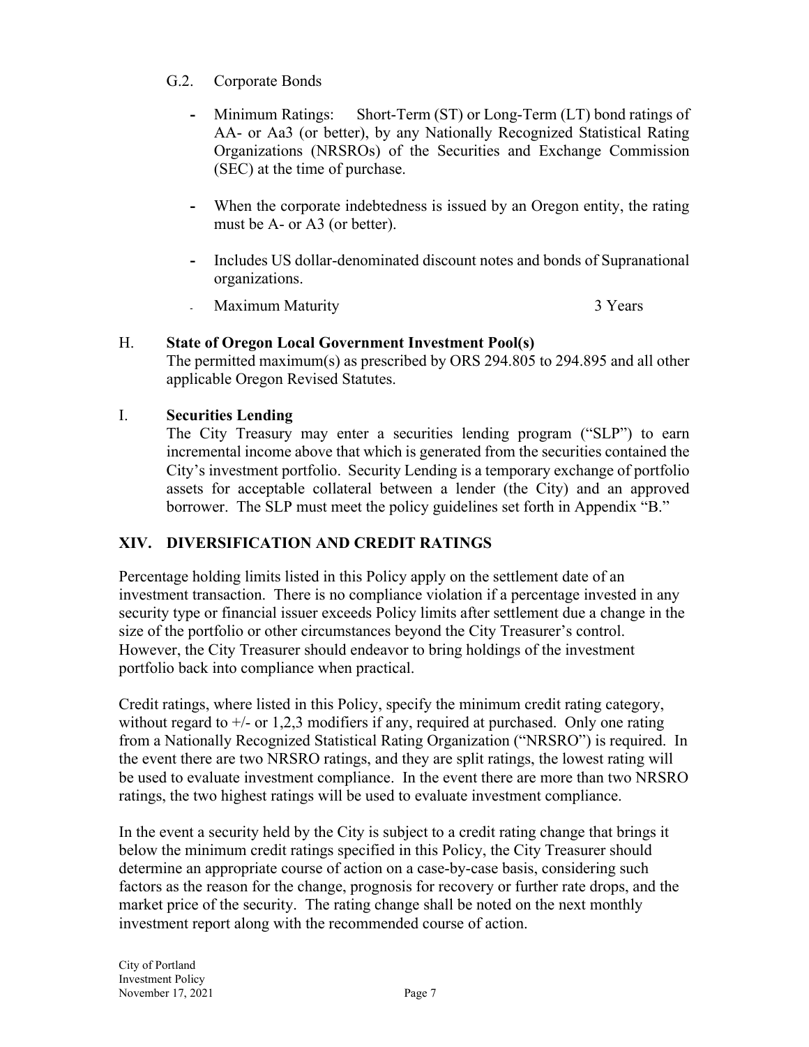G.2. Corporate Bonds

- Minimum Ratings: Short-Term (ST) or Long-Term (LT) bond ratings of AA- or Aa3 (or better), by any Nationally Recognized Statistical Rating Organizations (NRSROs) of the Securities and Exchange Commission (SEC) at the time of purchase.

- When the corporate indebtedness is issued by an Oregon entity, the rating must be A- or A3 (or better).

- Includes US dollar-denominated discount notes and bonds of Supranational organizations.

- Maximum Maturity 3 Years

H. **State of Oregon Local Government Investment Pool(s)**
The permitted maximum(s) as prescribed by ORS 294.805 to 294.895 and all other applicable Oregon Revised Statutes.

I. **Securities Lending**
The City Treasury may enter a securities lending program ("SLP") to earn incremental income above that which is generated from the securities contained the City's investment portfolio. Security Lending is a temporary exchange of portfolio assets for acceptable collateral between a lender (the City) and an approved borrower. The SLP must meet the policy guidelines set forth in Appendix "B."

## XIV. DIVERSIFICATION AND CREDIT RATINGS

Percentage holding limits listed in this Policy apply on the settlement date of an investment transaction. There is no compliance violation if a percentage invested in any security type or financial issuer exceeds Policy limits after settlement due a change in the size of the portfolio or other circumstances beyond the City Treasurer's control. However, the City Treasurer should endeavor to bring holdings of the investment portfolio back into compliance when practical.

Credit ratings, where listed in this Policy, specify the minimum credit rating category, without regard to +/- or 1,2,3 modifiers if any, required at purchased. Only one rating from a Nationally Recognized Statistical Rating Organization ("NRSRO") is required. In the event there are two NRSRO ratings, and they are split ratings, the lowest rating will be used to evaluate investment compliance. In the event there are more than two NRSRO ratings, the two highest ratings will be used to evaluate investment compliance.

In the event a security held by the City is subject to a credit rating change that brings it below the minimum credit ratings specified in this Policy, the City Treasurer should determine an appropriate course of action on a case-by-case basis, considering such factors as the reason for the change, prognosis for recovery or further rate drops, and the market price of the security. The rating change shall be noted on the next monthly investment report along with the recommended course of action.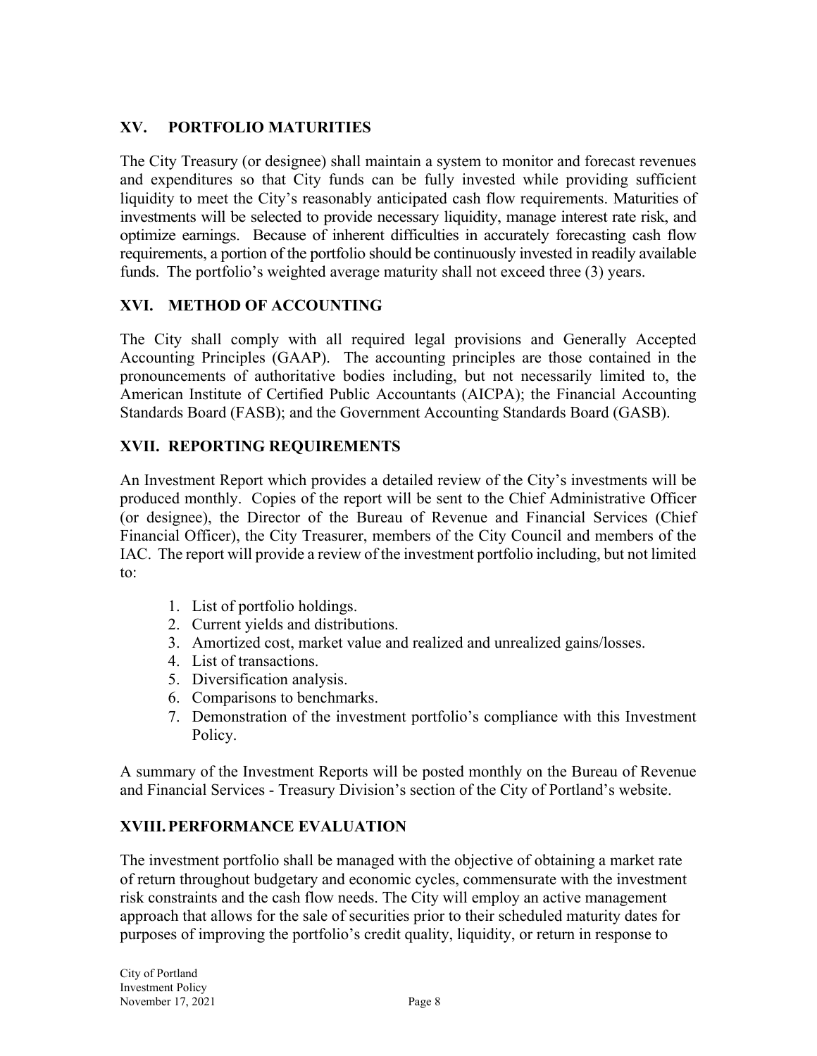## XV. PORTFOLIO MATURITIES

The City Treasury (or designee) shall maintain a system to monitor and forecast revenues and expenditures so that City funds can be fully invested while providing sufficient liquidity to meet the City's reasonably anticipated cash flow requirements. Maturities of investments will be selected to provide necessary liquidity, manage interest rate risk, and optimize earnings. Because of inherent difficulties in accurately forecasting cash flow requirements, a portion of the portfolio should be continuously invested in readily available funds. The portfolio's weighted average maturity shall not exceed three (3) years.

## XVI. METHOD OF ACCOUNTING

The City shall comply with all required legal provisions and Generally Accepted Accounting Principles (GAAP). The accounting principles are those contained in the pronouncements of authoritative bodies including, but not necessarily limited to, the American Institute of Certified Public Accountants (AICPA); the Financial Accounting Standards Board (FASB); and the Government Accounting Standards Board (GASB).

## XVII. REPORTING REQUIREMENTS

An Investment Report which provides a detailed review of the City's investments will be produced monthly. Copies of the report will be sent to the Chief Administrative Officer (or designee), the Director of the Bureau of Revenue and Financial Services (Chief Financial Officer), the City Treasurer, members of the City Council and members of the IAC. The report will provide a review of the investment portfolio including, but not limited to:

1. List of portfolio holdings.
2. Current yields and distributions.
3. Amortized cost, market value and realized and unrealized gains/losses.
4. List of transactions.
5. Diversification analysis.
6. Comparisons to benchmarks.
7. Demonstration of the investment portfolio's compliance with this Investment Policy.

A summary of the Investment Reports will be posted monthly on the Bureau of Revenue and Financial Services - Treasury Division's section of the City of Portland's website.

## XVIII. PERFORMANCE EVALUATION

The investment portfolio shall be managed with the objective of obtaining a market rate of return throughout budgetary and economic cycles, commensurate with the investment risk constraints and the cash flow needs. The City will employ an active management approach that allows for the sale of securities prior to their scheduled maturity dates for purposes of improving the portfolio's credit quality, liquidity, or return in response to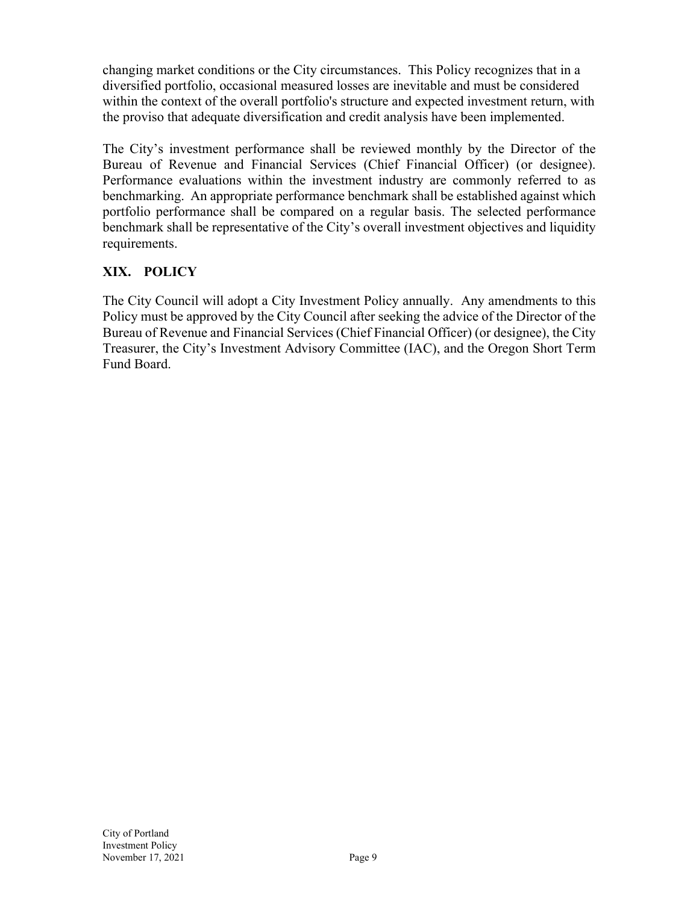changing market conditions or the City circumstances. This Policy recognizes that in a diversified portfolio, occasional measured losses are inevitable and must be considered within the context of the overall portfolio's structure and expected investment return, with the proviso that adequate diversification and credit analysis have been implemented.

The City's investment performance shall be reviewed monthly by the Director of the Bureau of Revenue and Financial Services (Chief Financial Officer) (or designee). Performance evaluations within the investment industry are commonly referred to as benchmarking. An appropriate performance benchmark shall be established against which portfolio performance shall be compared on a regular basis. The selected performance benchmark shall be representative of the City's overall investment objectives and liquidity requirements.

## XIX. POLICY

The City Council will adopt a City Investment Policy annually. Any amendments to this Policy must be approved by the City Council after seeking the advice of the Director of the Bureau of Revenue and Financial Services (Chief Financial Officer) (or designee), the City Treasurer, the City's Investment Advisory Committee (IAC), and the Oregon Short Term Fund Board.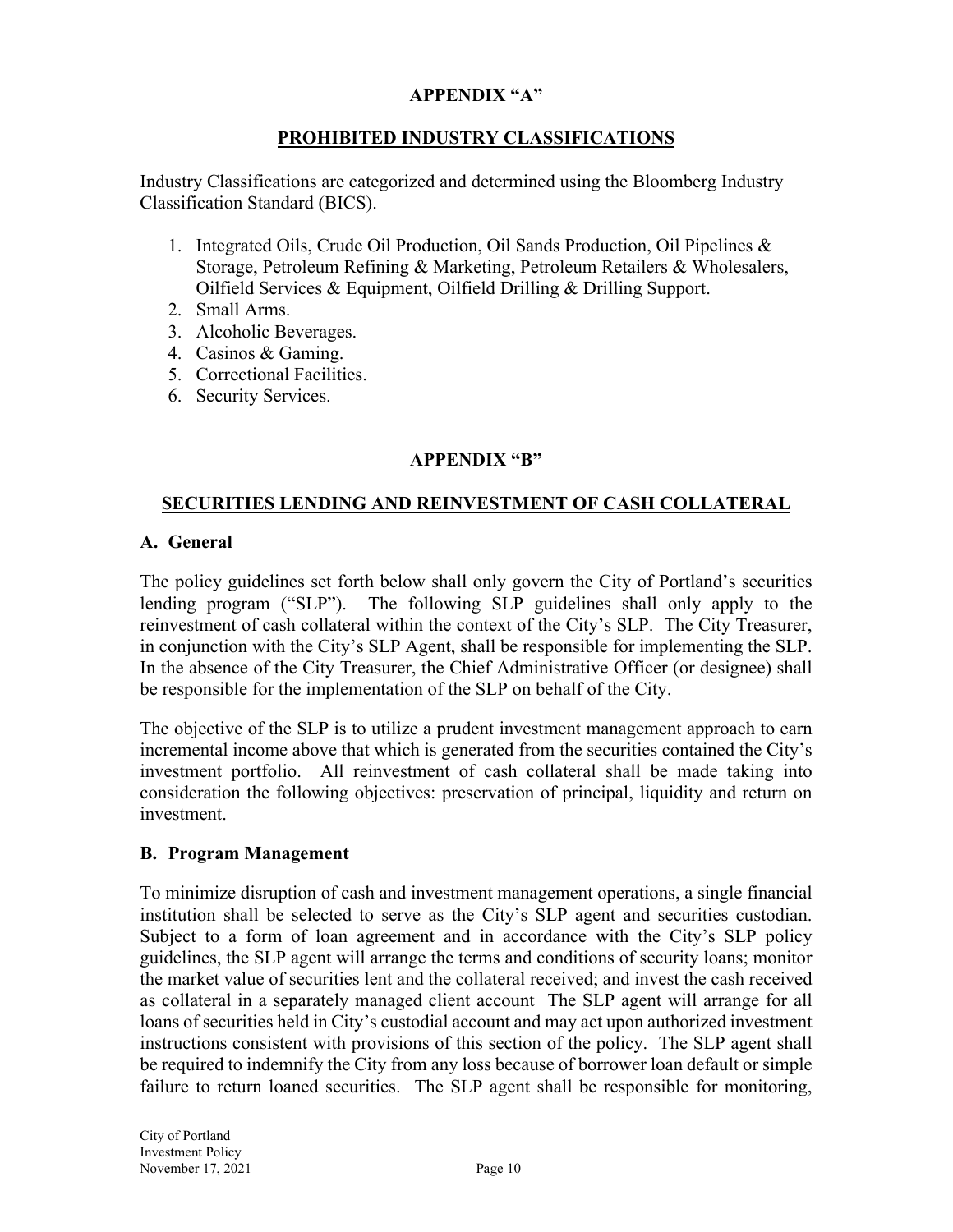## APPENDIX "A"

## PROHIBITED INDUSTRY CLASSIFICATIONS

Industry Classifications are categorized and determined using the Bloomberg Industry Classification Standard (BICS).

1. Integrated Oils, Crude Oil Production, Oil Sands Production, Oil Pipelines & Storage, Petroleum Refining & Marketing, Petroleum Retailers & Wholesalers, Oilfield Services & Equipment, Oilfield Drilling & Drilling Support.
2. Small Arms.
3. Alcoholic Beverages.
4. Casinos & Gaming.
5. Correctional Facilities.
6. Security Services.

## APPENDIX "B"

## SECURITIES LENDING AND REINVESTMENT OF CASH COLLATERAL

### A. General

The policy guidelines set forth below shall only govern the City of Portland's securities lending program ("SLP"). The following SLP guidelines shall only apply to the reinvestment of cash collateral within the context of the City's SLP. The City Treasurer, in conjunction with the City's SLP Agent, shall be responsible for implementing the SLP. In the absence of the City Treasurer, the Chief Administrative Officer (or designee) shall be responsible for the implementation of the SLP on behalf of the City.

The objective of the SLP is to utilize a prudent investment management approach to earn incremental income above that which is generated from the securities contained the City's investment portfolio. All reinvestment of cash collateral shall be made taking into consideration the following objectives: preservation of principal, liquidity and return on investment.

### B. Program Management

To minimize disruption of cash and investment management operations, a single financial institution shall be selected to serve as the City's SLP agent and securities custodian. Subject to a form of loan agreement and in accordance with the City's SLP policy guidelines, the SLP agent will arrange the terms and conditions of security loans; monitor the market value of securities lent and the collateral received; and invest the cash received as collateral in a separately managed client account The SLP agent will arrange for all loans of securities held in City's custodial account and may act upon authorized investment instructions consistent with provisions of this section of the policy. The SLP agent shall be required to indemnify the City from any loss because of borrower loan default or simple failure to return loaned securities. The SLP agent shall be responsible for monitoring,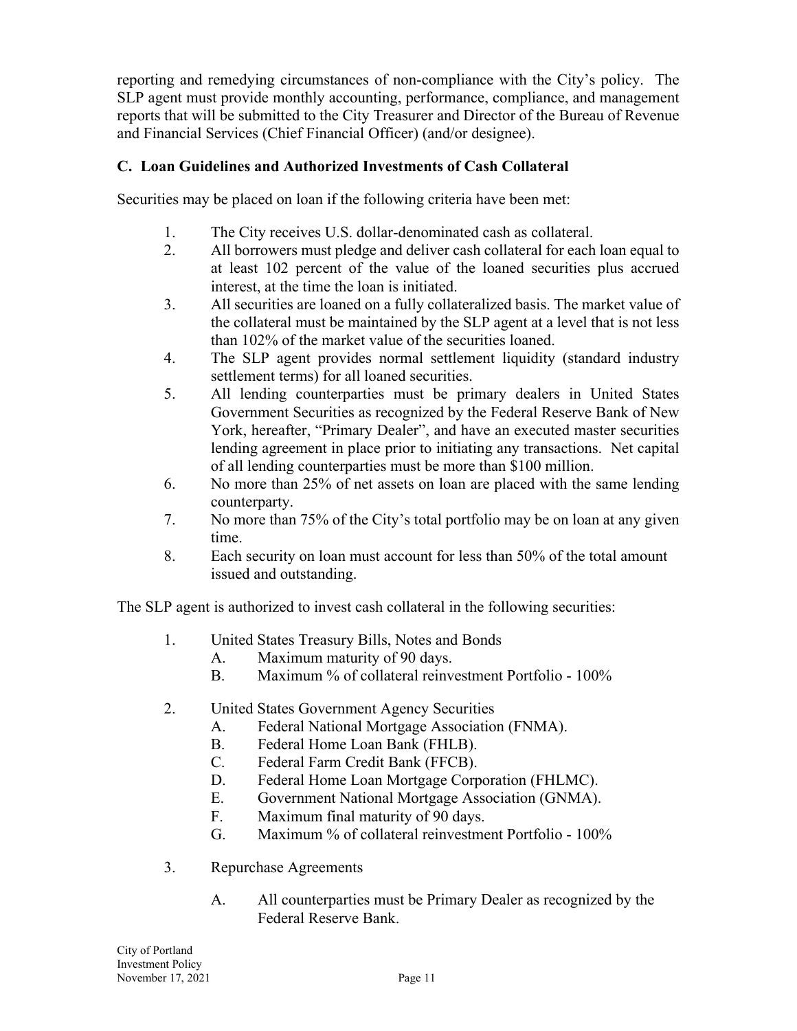reporting and remedying circumstances of non-compliance with the City's policy. The SLP agent must provide monthly accounting, performance, compliance, and management reports that will be submitted to the City Treasurer and Director of the Bureau of Revenue and Financial Services (Chief Financial Officer) (and/or designee).

### C. Loan Guidelines and Authorized Investments of Cash Collateral

Securities may be placed on loan if the following criteria have been met:

1. The City receives U.S. dollar-denominated cash as collateral.
2. All borrowers must pledge and deliver cash collateral for each loan equal to at least 102 percent of the value of the loaned securities plus accrued interest, at the time the loan is initiated.
3. All securities are loaned on a fully collateralized basis. The market value of the collateral must be maintained by the SLP agent at a level that is not less than 102% of the market value of the securities loaned.
4. The SLP agent provides normal settlement liquidity (standard industry settlement terms) for all loaned securities.
5. All lending counterparties must be primary dealers in United States Government Securities as recognized by the Federal Reserve Bank of New York, hereafter, "Primary Dealer", and have an executed master securities lending agreement in place prior to initiating any transactions. Net capital of all lending counterparties must be more than $100 million.
6. No more than 25% of net assets on loan are placed with the same lending counterparty.
7. No more than 75% of the City's total portfolio may be on loan at any given time.
8. Each security on loan must account for less than 50% of the total amount issued and outstanding.

The SLP agent is authorized to invest cash collateral in the following securities:

1. United States Treasury Bills, Notes and Bonds
   - A. Maximum maturity of 90 days.
   - B. Maximum % of collateral reinvestment Portfolio - 100%

2. United States Government Agency Securities
   - A. Federal National Mortgage Association (FNMA).
   - B. Federal Home Loan Bank (FHLB).
   - C. Federal Farm Credit Bank (FFCB).
   - D. Federal Home Loan Mortgage Corporation (FHLMC).
   - E. Government National Mortgage Association (GNMA).
   - F. Maximum final maturity of 90 days.
   - G. Maximum % of collateral reinvestment Portfolio - 100%

3. Repurchase Agreements
   - A. All counterparties must be Primary Dealer as recognized by the Federal Reserve Bank.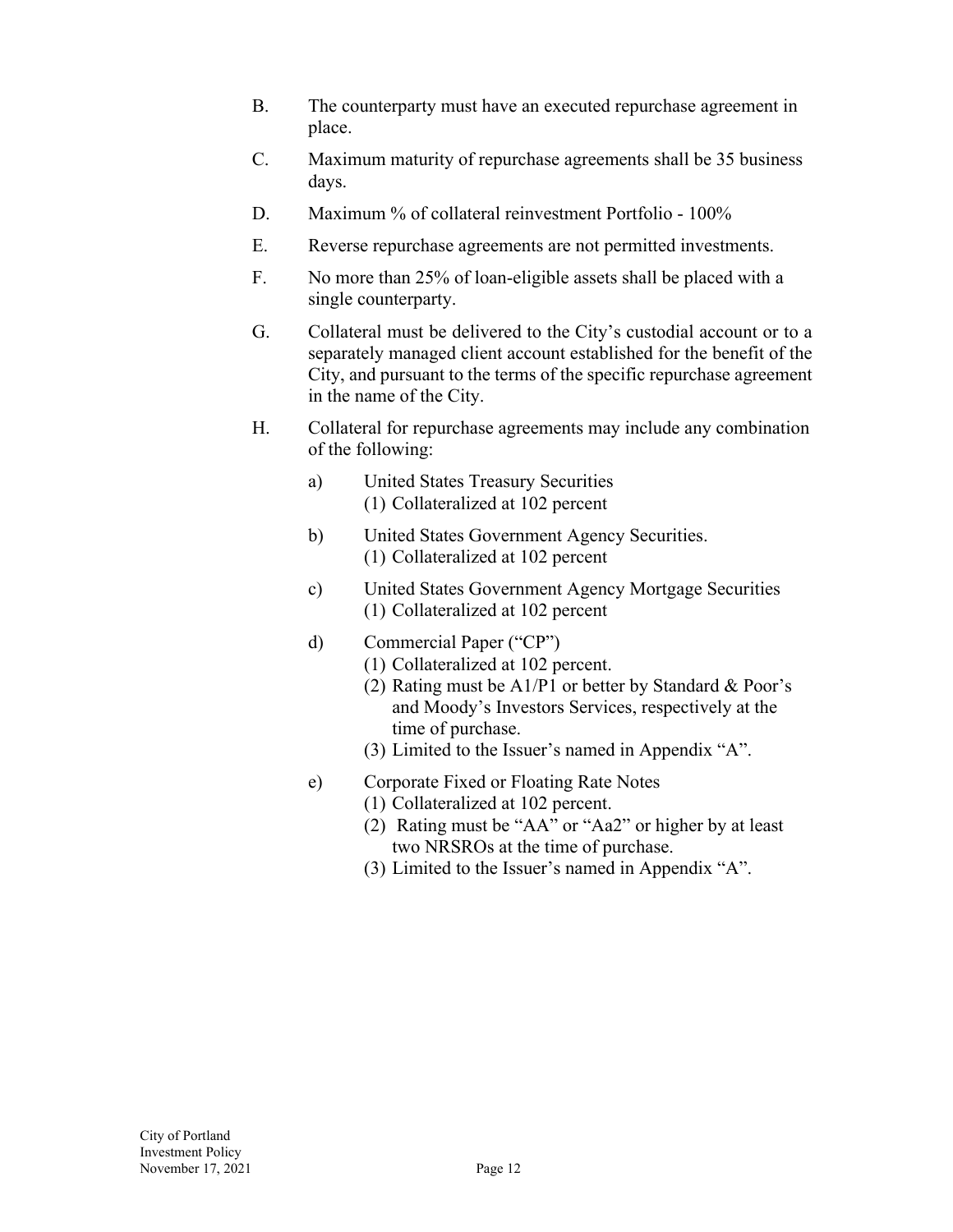B. The counterparty must have an executed repurchase agreement in place.

C. Maximum maturity of repurchase agreements shall be 35 business days.

D. Maximum % of collateral reinvestment Portfolio - 100%

E. Reverse repurchase agreements are not permitted investments.

F. No more than 25% of loan-eligible assets shall be placed with a single counterparty.

G. Collateral must be delivered to the City's custodial account or to a separately managed client account established for the benefit of the City, and pursuant to the terms of the specific repurchase agreement in the name of the City.

H. Collateral for repurchase agreements may include any combination of the following:

   a) United States Treasury Securities
      (1) Collateralized at 102 percent

   b) United States Government Agency Securities.
      (1) Collateralized at 102 percent

   c) United States Government Agency Mortgage Securities
      (1) Collateralized at 102 percent

   d) Commercial Paper ("CP")
      (1) Collateralized at 102 percent.
      (2) Rating must be A1/P1 or better by Standard & Poor's and Moody's Investors Services, respectively at the time of purchase.
      (3) Limited to the Issuer's named in Appendix "A".

   e) Corporate Fixed or Floating Rate Notes
      (1) Collateralized at 102 percent.
      (2) Rating must be "AA" or "Aa2" or higher by at least two NRSROs at the time of purchase.
      (3) Limited to the Issuer's named in Appendix "A".